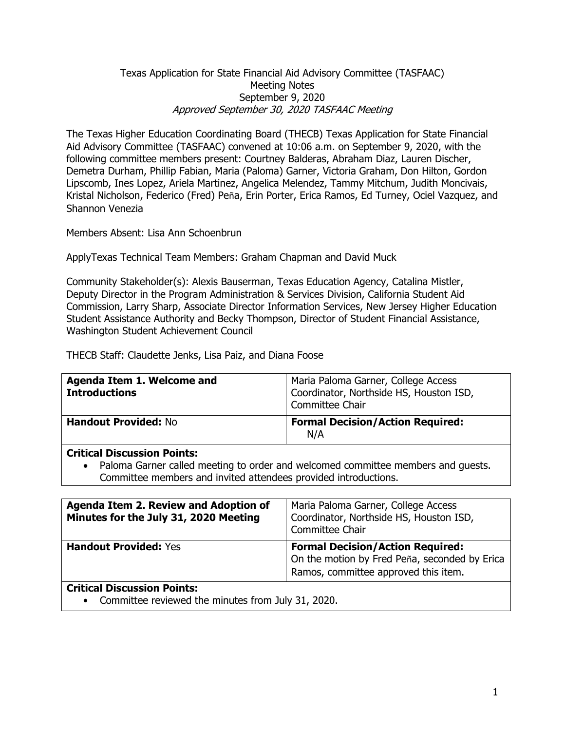Texas Application for State Financial Aid Advisory Committee (TASFAAC)
Meeting Notes
September 9, 2020
*Approved September 30, 2020 TASFAAC Meeting*

The Texas Higher Education Coordinating Board (THECB) Texas Application for State Financial Aid Advisory Committee (TASFAAC) convened at 10:06 a.m. on September 9, 2020, with the following committee members present: Courtney Balderas, Abraham Diaz, Lauren Discher, Demetra Durham, Phillip Fabian, Maria (Paloma) Garner, Victoria Graham, Don Hilton, Gordon Lipscomb, Ines Lopez, Ariela Martinez, Angelica Melendez, Tammy Mitchum, Judith Moncivais, Kristal Nicholson, Federico (Fred) Peña, Erin Porter, Erica Ramos, Ed Turney, Ociel Vazquez, and Shannon Venezia

Members Absent: Lisa Ann Schoenbrun

ApplyTexas Technical Team Members: Graham Chapman and David Muck

Community Stakeholder(s): Alexis Bauserman, Texas Education Agency, Catalina Mistler, Deputy Director in the Program Administration & Services Division, California Student Aid Commission, Larry Sharp, Associate Director Information Services, New Jersey Higher Education Student Assistance Authority and Becky Thompson, Director of Student Financial Assistance, Washington Student Achievement Council

THECB Staff: Claudette Jenks, Lisa Paiz, and Diana Foose

| **Agenda Item 1. Welcome and Introductions** | Maria Paloma Garner, College Access Coordinator, Northside HS, Houston ISD, Committee Chair |
|---|---|
| **Handout Provided:** No | **Formal Decision/Action Required:** N/A |

**Critical Discussion Points:**

- Paloma Garner called meeting to order and welcomed committee members and guests. Committee members and invited attendees provided introductions.

| **Agenda Item 2. Review and Adoption of Minutes for the July 31, 2020 Meeting** | Maria Paloma Garner, College Access Coordinator, Northside HS, Houston ISD, Committee Chair |
|---|---|
| **Handout Provided:** Yes | **Formal Decision/Action Required:** On the motion by Fred Peña, seconded by Erica Ramos, committee approved this item. |

**Critical Discussion Points:**

- Committee reviewed the minutes from July 31, 2020.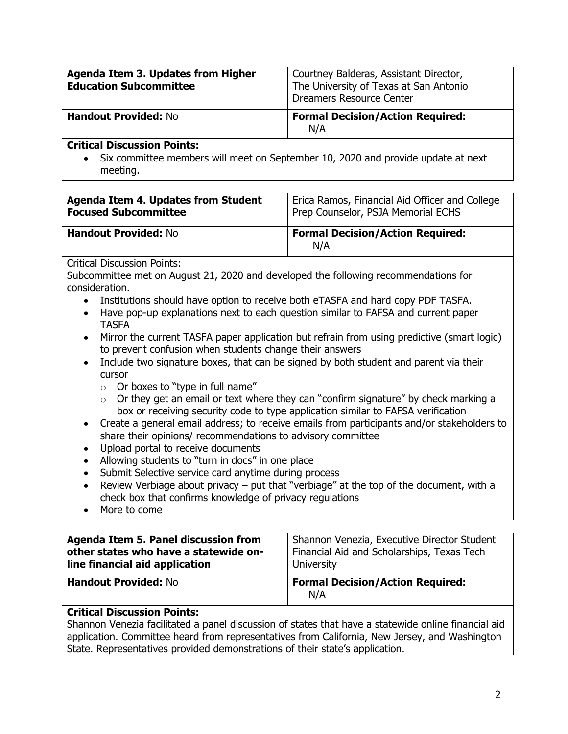| **Agenda Item 3. Updates from Higher Education Subcommittee** | Courtney Balderas, Assistant Director, The University of Texas at San Antonio Dreamers Resource Center |
| --- | --- |
| **Handout Provided:** No | **Formal Decision/Action Required:** N/A |

**Critical Discussion Points:**

- Six committee members will meet on September 10, 2020 and provide update at next meeting.

| **Agenda Item 4. Updates from Student Focused Subcommittee** | Erica Ramos, Financial Aid Officer and College Prep Counselor, PSJA Memorial ECHS |
| --- | --- |
| **Handout Provided:** No | **Formal Decision/Action Required:** N/A |

Critical Discussion Points:

Subcommittee met on August 21, 2020 and developed the following recommendations for consideration.

- Institutions should have option to receive both eTASFA and hard copy PDF TASFA.
- Have pop-up explanations next to each question similar to FAFSA and current paper TASFA
- Mirror the current TASFA paper application but refrain from using predictive (smart logic) to prevent confusion when students change their answers
- Include two signature boxes, that can be signed by both student and parent via their cursor
  - Or boxes to "type in full name"
  - Or they get an email or text where they can "confirm signature" by check marking a box or receiving security code to type application similar to FAFSA verification
- Create a general email address; to receive emails from participants and/or stakeholders to share their opinions/ recommendations to advisory committee
- Upload portal to receive documents
- Allowing students to "turn in docs" in one place
- Submit Selective service card anytime during process
- Review Verbiage about privacy – put that "verbiage" at the top of the document, with a check box that confirms knowledge of privacy regulations
- More to come

| **Agenda Item 5. Panel discussion from other states who have a statewide on-line financial aid application** | Shannon Venezia, Executive Director Student Financial Aid and Scholarships, Texas Tech University |
| --- | --- |
| **Handout Provided:** No | **Formal Decision/Action Required:** N/A |

**Critical Discussion Points:**

Shannon Venezia facilitated a panel discussion of states that have a statewide online financial aid application. Committee heard from representatives from California, New Jersey, and Washington State. Representatives provided demonstrations of their state's application.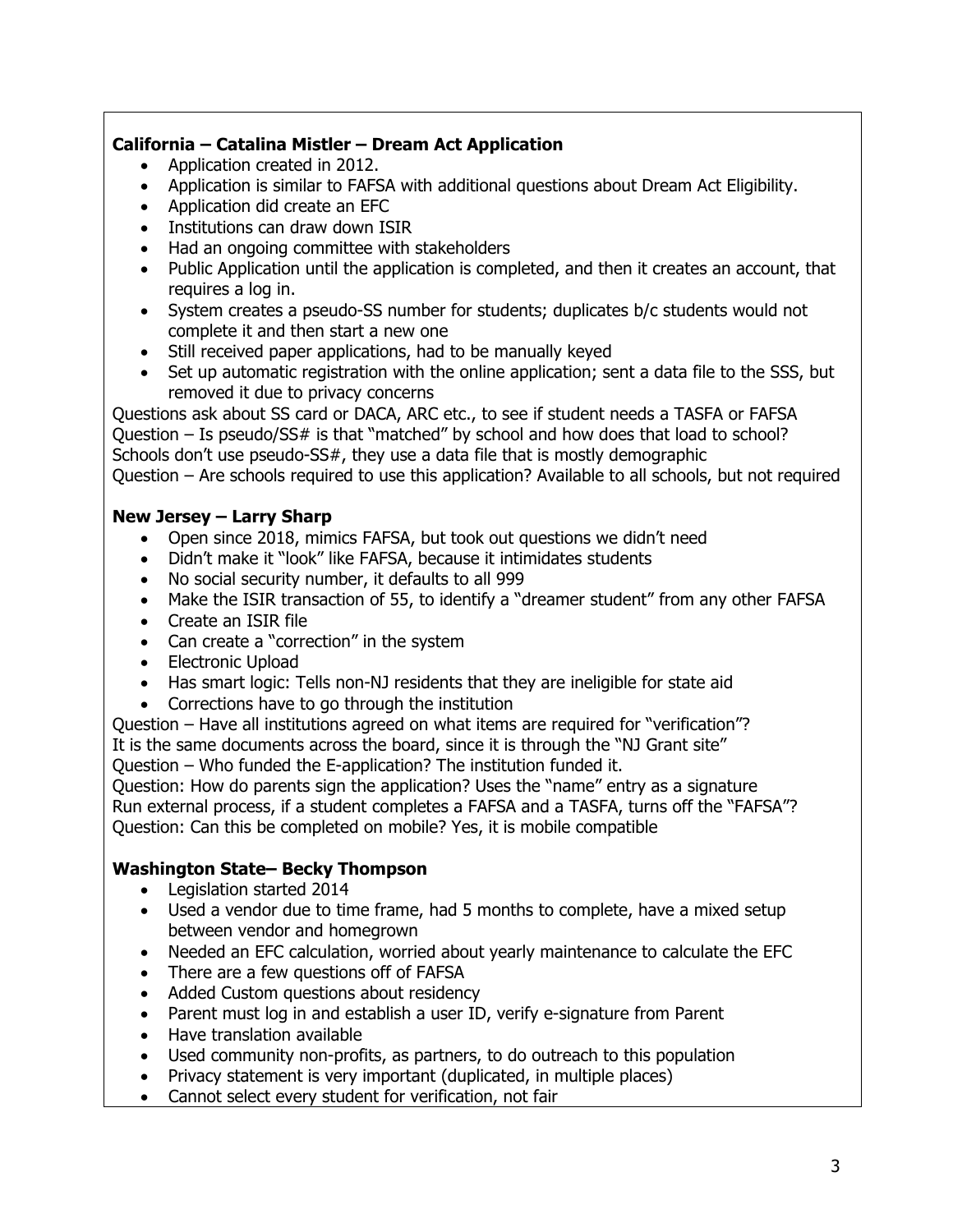**California – Catalina Mistler – Dream Act Application**

- Application created in 2012.
- Application is similar to FAFSA with additional questions about Dream Act Eligibility.
- Application did create an EFC
- Institutions can draw down ISIR
- Had an ongoing committee with stakeholders
- Public Application until the application is completed, and then it creates an account, that requires a log in.
- System creates a pseudo-SS number for students; duplicates b/c students would not complete it and then start a new one
- Still received paper applications, had to be manually keyed
- Set up automatic registration with the online application; sent a data file to the SSS, but removed it due to privacy concerns

Questions ask about SS card or DACA, ARC etc., to see if student needs a TASFA or FAFSA
Question – Is pseudo/SS# is that "matched" by school and how does that load to school? Schools don't use pseudo-SS#, they use a data file that is mostly demographic
Question – Are schools required to use this application? Available to all schools, but not required

**New Jersey – Larry Sharp**

- Open since 2018, mimics FAFSA, but took out questions we didn't need
- Didn't make it "look" like FAFSA, because it intimidates students
- No social security number, it defaults to all 999
- Make the ISIR transaction of 55, to identify a "dreamer student" from any other FAFSA
- Create an ISIR file
- Can create a "correction" in the system
- Electronic Upload
- Has smart logic: Tells non-NJ residents that they are ineligible for state aid
- Corrections have to go through the institution

Question – Have all institutions agreed on what items are required for "verification"?
It is the same documents across the board, since it is through the "NJ Grant site"
Question – Who funded the E-application? The institution funded it.
Question: How do parents sign the application? Uses the "name" entry as a signature
Run external process, if a student completes a FAFSA and a TASFA, turns off the "FAFSA"?
Question: Can this be completed on mobile? Yes, it is mobile compatible

**Washington State– Becky Thompson**

- Legislation started 2014
- Used a vendor due to time frame, had 5 months to complete, have a mixed setup between vendor and homegrown
- Needed an EFC calculation, worried about yearly maintenance to calculate the EFC
- There are a few questions off of FAFSA
- Added Custom questions about residency
- Parent must log in and establish a user ID, verify e-signature from Parent
- Have translation available
- Used community non-profits, as partners, to do outreach to this population
- Privacy statement is very important (duplicated, in multiple places)
- Cannot select every student for verification, not fair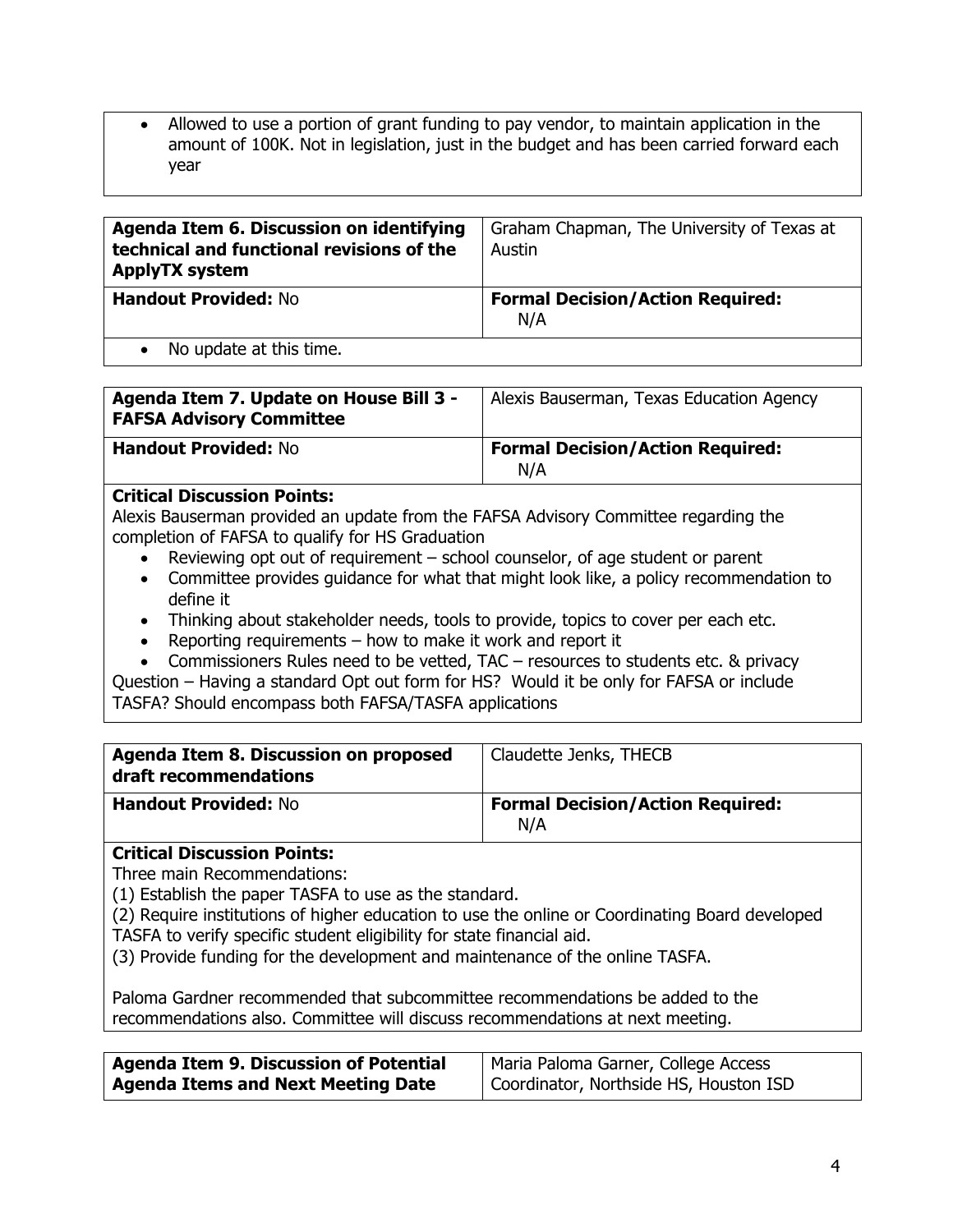- Allowed to use a portion of grant funding to pay vendor, to maintain application in the amount of 100K. Not in legislation, just in the budget and has been carried forward each year

| **Agenda Item 6. Discussion on identifying technical and functional revisions of the ApplyTX system** | Graham Chapman, The University of Texas at Austin |
|---|---|
| **Handout Provided:** No | **Formal Decision/Action Required:** N/A |

- No update at this time.

| **Agenda Item 7. Update on House Bill 3 - FAFSA Advisory Committee** | Alexis Bauserman, Texas Education Agency |
|---|---|
| **Handout Provided:** No | **Formal Decision/Action Required:** N/A |

**Critical Discussion Points:**

Alexis Bauserman provided an update from the FAFSA Advisory Committee regarding the completion of FAFSA to qualify for HS Graduation

- Reviewing opt out of requirement – school counselor, of age student or parent
- Committee provides guidance for what that might look like, a policy recommendation to define it
- Thinking about stakeholder needs, tools to provide, topics to cover per each etc.
- Reporting requirements – how to make it work and report it
- Commissioners Rules need to be vetted, TAC – resources to students etc. & privacy

Question – Having a standard Opt out form for HS? Would it be only for FAFSA or include TASFA? Should encompass both FAFSA/TASFA applications

| **Agenda Item 8. Discussion on proposed draft recommendations** | Claudette Jenks, THECB |
|---|---|
| **Handout Provided:** No | **Formal Decision/Action Required:** N/A |

**Critical Discussion Points:**

Three main Recommendations:

(1) Establish the paper TASFA to use as the standard.

(2) Require institutions of higher education to use the online or Coordinating Board developed TASFA to verify specific student eligibility for state financial aid.

(3) Provide funding for the development and maintenance of the online TASFA.

Paloma Gardner recommended that subcommittee recommendations be added to the recommendations also. Committee will discuss recommendations at next meeting.

| **Agenda Item 9. Discussion of Potential Agenda Items and Next Meeting Date** | Maria Paloma Garner, College Access Coordinator, Northside HS, Houston ISD |
|---|---|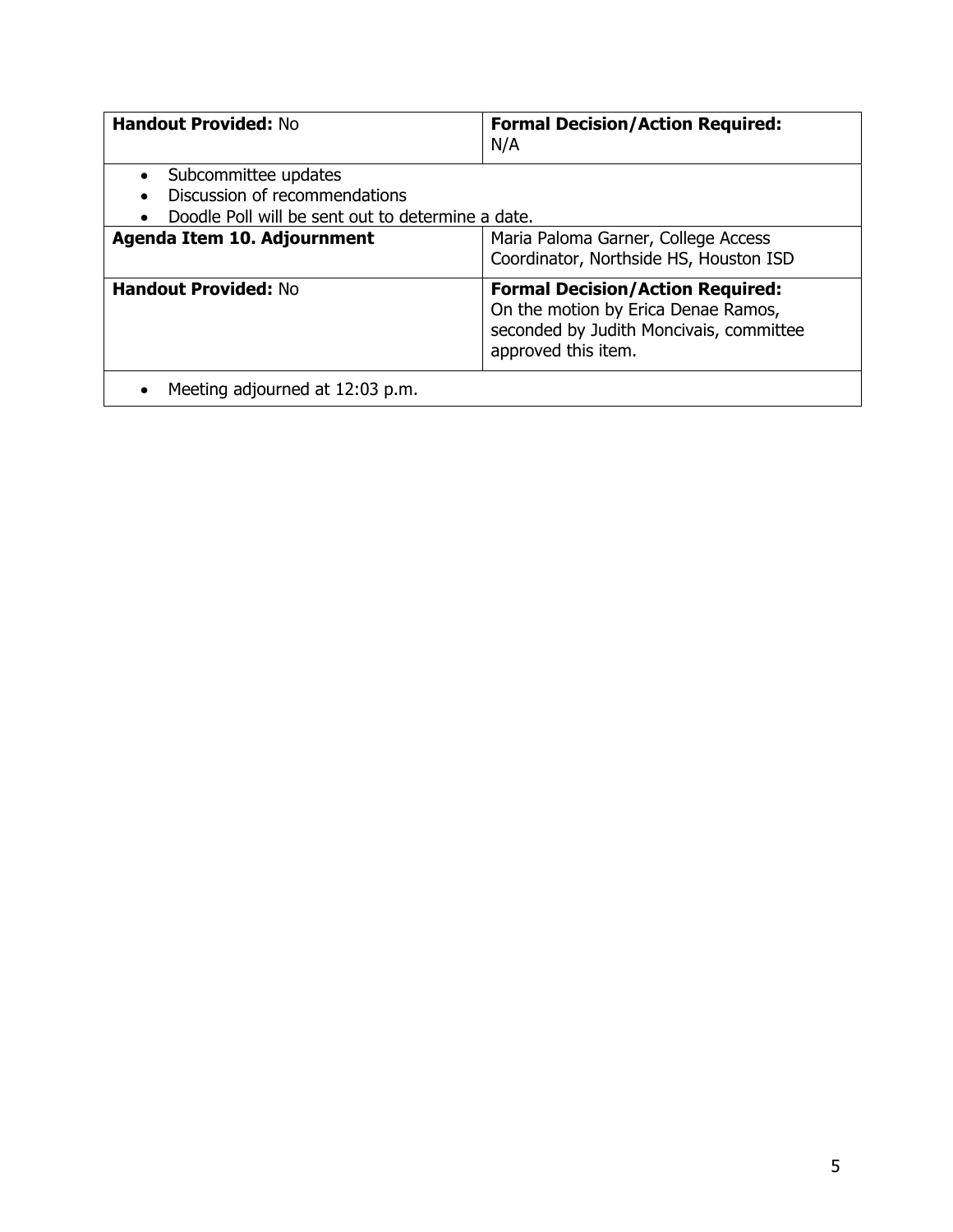| | |
|---|---|
| **Handout Provided:** No | **Formal Decision/Action Required:** N/A |
| • Subcommittee updates<br>• Discussion of recommendations<br>• Doodle Poll will be sent out to determine a date. | |
| **Agenda Item 10. Adjournment** | Maria Paloma Garner, College Access Coordinator, Northside HS, Houston ISD |
| **Handout Provided:** No | **Formal Decision/Action Required:** On the motion by Erica Denae Ramos, seconded by Judith Moncivais, committee approved this item. |
| • Meeting adjourned at 12:03 p.m. | |